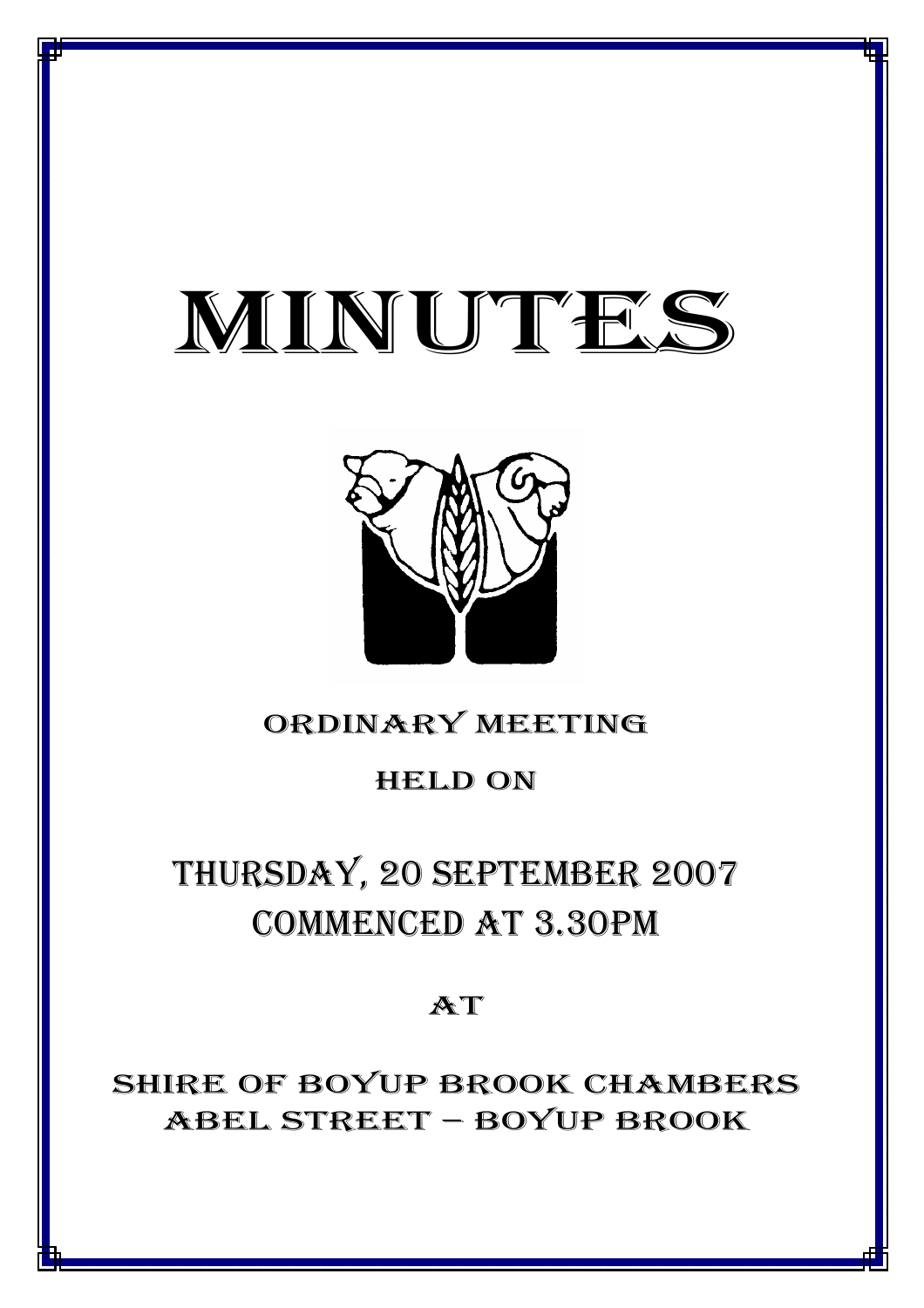# MINUTES

ORDINARY MEETING

HELD ON

## THURSDAY, 20 SEPTEMBER 2007
## COMMENCED AT 3.30PM

AT

SHIRE OF BOYUP BROOK CHAMBERS
ABEL STREET – BOYUP BROOK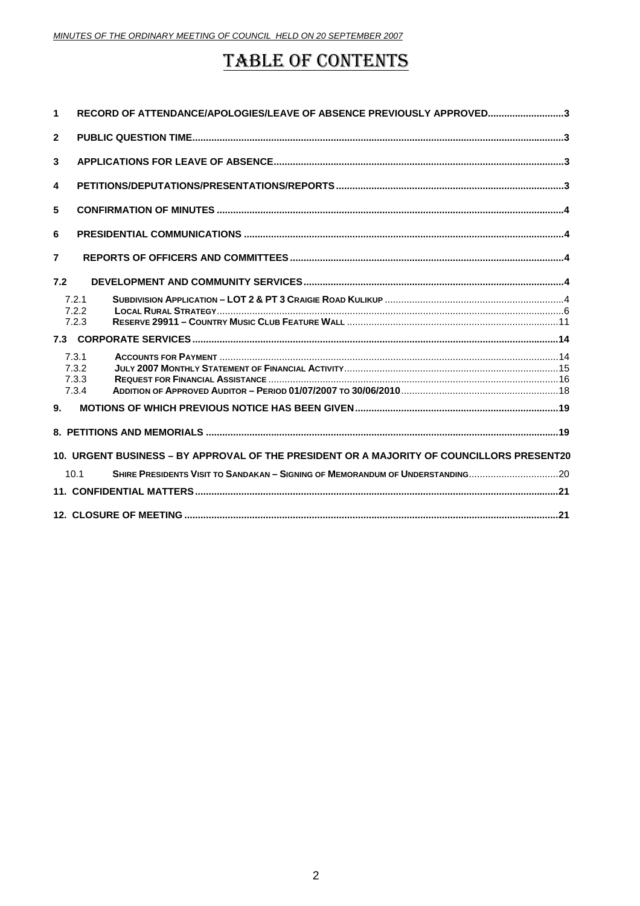# TABLE OF CONTENTS

1 RECORD OF ATTENDANCE/APOLOGIES/LEAVE OF ABSENCE PREVIOUSLY APPROVED....3

2 PUBLIC QUESTION TIME....3

3 APPLICATIONS FOR LEAVE OF ABSENCE....3

4 PETITIONS/DEPUTATIONS/PRESENTATIONS/REPORTS....3

5 CONFIRMATION OF MINUTES....4

6 PRESIDENTIAL COMMUNICATIONS....4

7 REPORTS OF OFFICERS AND COMMITTEES....4

7.2 DEVELOPMENT AND COMMUNITY SERVICES....4

- 7.2.1 SUBDIVISION APPLICATION – LOT 2 & PT 3 CRAIGIE ROAD KULIKUP....4
- 7.2.2 LOCAL RURAL STRATEGY....6
- 7.2.3 RESERVE 29911 – COUNTRY MUSIC CLUB FEATURE WALL....11

7.3 CORPORATE SERVICES....14

- 7.3.1 ACCOUNTS FOR PAYMENT....14
- 7.3.2 JULY 2007 MONTHLY STATEMENT OF FINANCIAL ACTIVITY....15
- 7.3.3 REQUEST FOR FINANCIAL ASSISTANCE....16
- 7.3.4 ADDITION OF APPROVED AUDITOR – PERIOD 01/07/2007 TO 30/06/2010....18

9. MOTIONS OF WHICH PREVIOUS NOTICE HAS BEEN GIVEN....19

8. PETITIONS AND MEMORIALS....19

10. URGENT BUSINESS – BY APPROVAL OF THE PRESIDENT OR A MAJORITY OF COUNCILLORS PRESENT....20

- 10.1 SHIRE PRESIDENTS VISIT TO SANDAKAN – SIGNING OF MEMORANDUM OF UNDERSTANDING....20

11. CONFIDENTIAL MATTERS....21

12. CLOSURE OF MEETING....21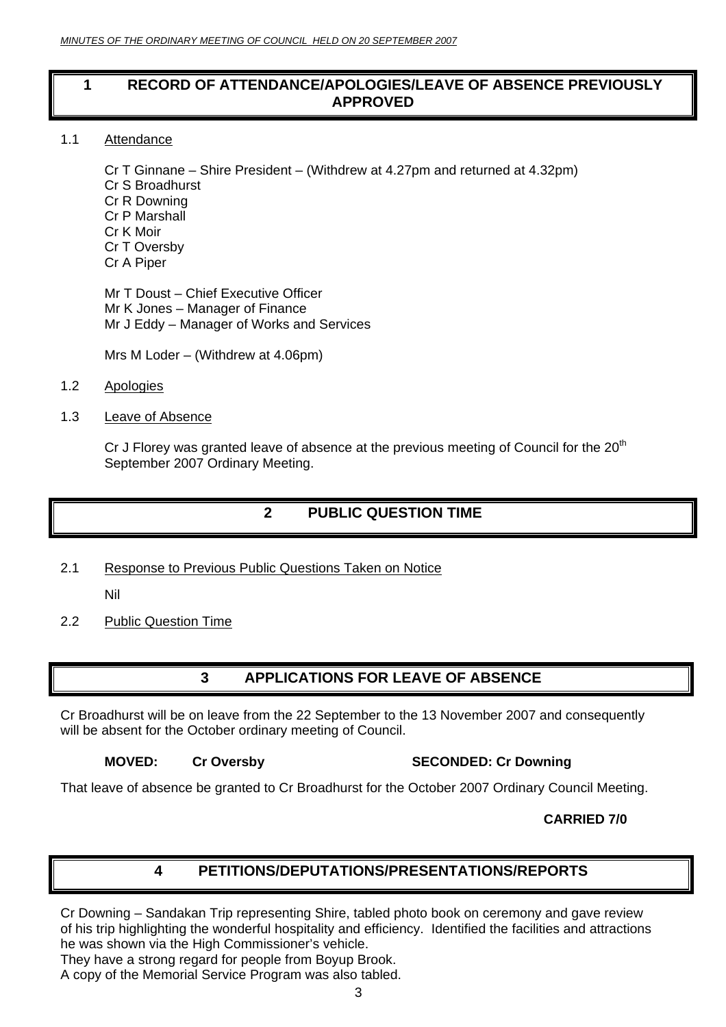## 1 RECORD OF ATTENDANCE/APOLOGIES/LEAVE OF ABSENCE PREVIOUSLY APPROVED

1.1 Attendance

Cr T Ginnane – Shire President – (Withdrew at 4.27pm and returned at 4.32pm)
Cr S Broadhurst
Cr R Downing
Cr P Marshall
Cr K Moir
Cr T Oversby
Cr A Piper

Mr T Doust – Chief Executive Officer
Mr K Jones – Manager of Finance
Mr J Eddy – Manager of Works and Services

Mrs M Loder – (Withdrew at 4.06pm)

1.2 Apologies

1.3 Leave of Absence

Cr J Florey was granted leave of absence at the previous meeting of Council for the 20th September 2007 Ordinary Meeting.

## 2 PUBLIC QUESTION TIME

2.1 Response to Previous Public Questions Taken on Notice

Nil

2.2 Public Question Time

## 3 APPLICATIONS FOR LEAVE OF ABSENCE

Cr Broadhurst will be on leave from the 22 September to the 13 November 2007 and consequently will be absent for the October ordinary meeting of Council.

**MOVED: Cr Oversby SECONDED: Cr Downing**

That leave of absence be granted to Cr Broadhurst for the October 2007 Ordinary Council Meeting.

**CARRIED 7/0**

## 4 PETITIONS/DEPUTATIONS/PRESENTATIONS/REPORTS

Cr Downing – Sandakan Trip representing Shire, tabled photo book on ceremony and gave review of his trip highlighting the wonderful hospitality and efficiency. Identified the facilities and attractions he was shown via the High Commissioner's vehicle.
They have a strong regard for people from Boyup Brook.
A copy of the Memorial Service Program was also tabled.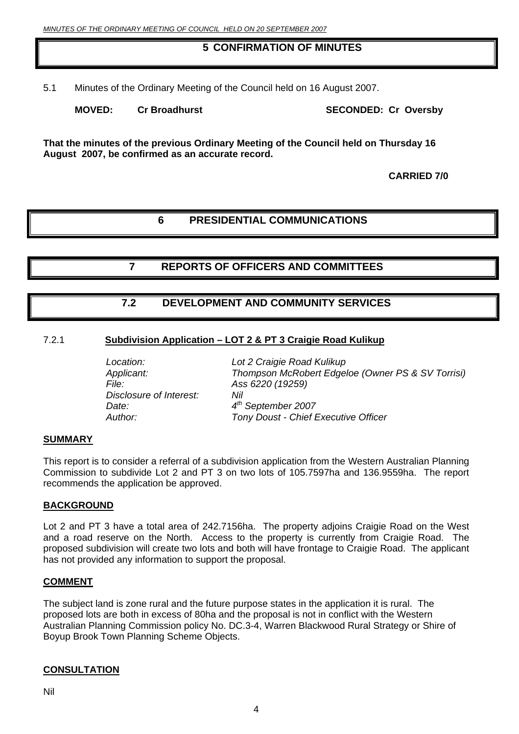## 5 CONFIRMATION OF MINUTES

5.1 Minutes of the Ordinary Meeting of the Council held on 16 August 2007.

**MOVED: Cr Broadhurst** **SECONDED: Cr Oversby**

**That the minutes of the previous Ordinary Meeting of the Council held on Thursday 16 August 2007, be confirmed as an accurate record.**

**CARRIED 7/0**

## 6 PRESIDENTIAL COMMUNICATIONS

## 7 REPORTS OF OFFICERS AND COMMITTEES

## 7.2 DEVELOPMENT AND COMMUNITY SERVICES

### 7.2.1 Subdivision Application – LOT 2 & PT 3 Craigie Road Kulikup

| | |
|---|---|
| *Location:* | *Lot 2 Craigie Road Kulikup* |
| *Applicant:* | *Thompson McRobert Edgeloe (Owner PS & SV Torrisi)* |
| *File:* | *Ass 6220 (19259)* |
| *Disclosure of Interest:* | *Nil* |
| *Date:* | *4th September 2007* |
| *Author:* | *Tony Doust - Chief Executive Officer* |

**SUMMARY**

This report is to consider a referral of a subdivision application from the Western Australian Planning Commission to subdivide Lot 2 and PT 3 on two lots of 105.7597ha and 136.9559ha. The report recommends the application be approved.

**BACKGROUND**

Lot 2 and PT 3 have a total area of 242.7156ha. The property adjoins Craigie Road on the West and a road reserve on the North. Access to the property is currently from Craigie Road. The proposed subdivision will create two lots and both will have frontage to Craigie Road. The applicant has not provided any information to support the proposal.

**COMMENT**

The subject land is zone rural and the future purpose states in the application it is rural. The proposed lots are both in excess of 80ha and the proposal is not in conflict with the Western Australian Planning Commission policy No. DC.3-4, Warren Blackwood Rural Strategy or Shire of Boyup Brook Town Planning Scheme Objects.

**CONSULTATION**

Nil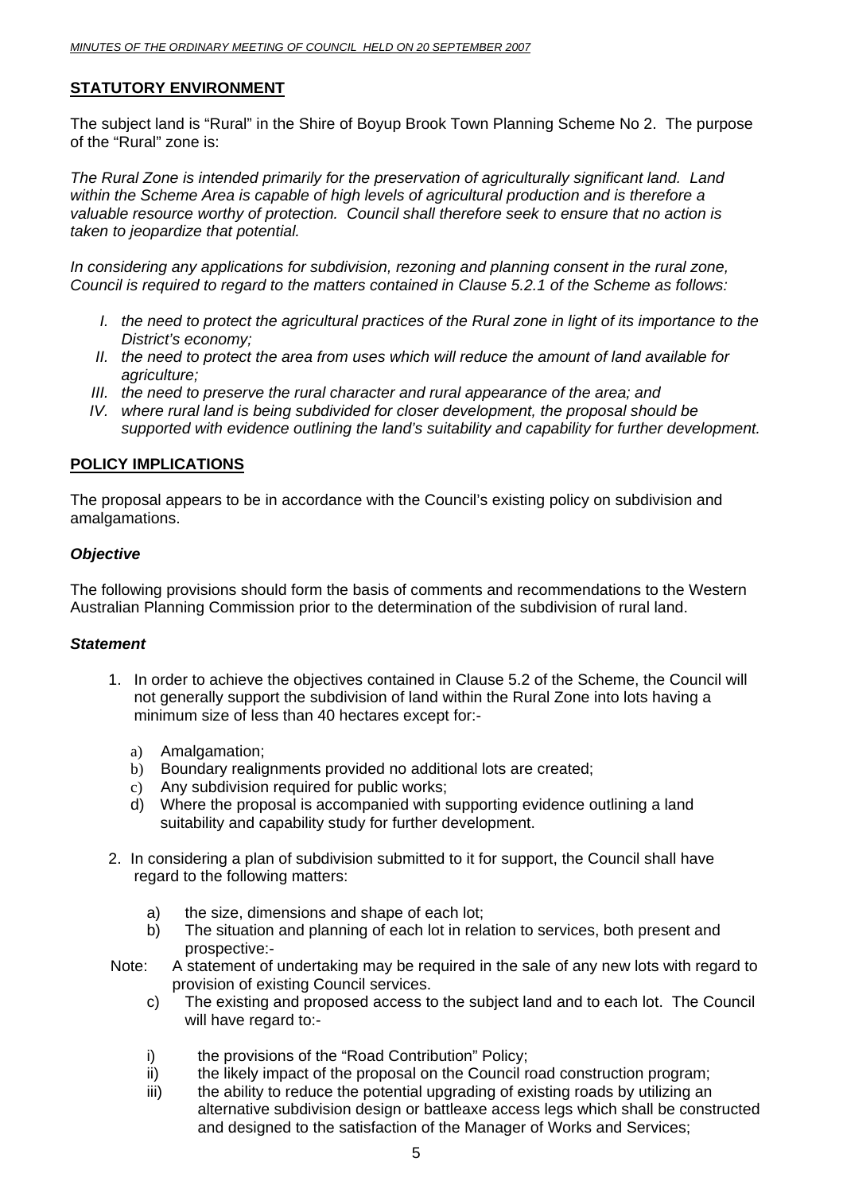## STATUTORY ENVIRONMENT

The subject land is "Rural" in the Shire of Boyup Brook Town Planning Scheme No 2. The purpose of the "Rural" zone is:

*The Rural Zone is intended primarily for the preservation of agriculturally significant land. Land within the Scheme Area is capable of high levels of agricultural production and is therefore a valuable resource worthy of protection. Council shall therefore seek to ensure that no action is taken to jeopardize that potential.*

*In considering any applications for subdivision, rezoning and planning consent in the rural zone, Council is required to regard to the matters contained in Clause 5.2.1 of the Scheme as follows:*

- *I. the need to protect the agricultural practices of the Rural zone in light of its importance to the District's economy;*
- *II. the need to protect the area from uses which will reduce the amount of land available for agriculture;*
- *III. the need to preserve the rural character and rural appearance of the area; and*
- *IV. where rural land is being subdivided for closer development, the proposal should be supported with evidence outlining the land's suitability and capability for further development.*

## POLICY IMPLICATIONS

The proposal appears to be in accordance with the Council's existing policy on subdivision and amalgamations.

### *Objective*

The following provisions should form the basis of comments and recommendations to the Western Australian Planning Commission prior to the determination of the subdivision of rural land.

### *Statement*

1. In order to achieve the objectives contained in Clause 5.2 of the Scheme, the Council will not generally support the subdivision of land within the Rural Zone into lots having a minimum size of less than 40 hectares except for:-
   - a) Amalgamation;
   - b) Boundary realignments provided no additional lots are created;
   - c) Any subdivision required for public works;
   - d) Where the proposal is accompanied with supporting evidence outlining a land suitability and capability study for further development.
2. In considering a plan of subdivision submitted to it for support, the Council shall have regard to the following matters:
   - a) the size, dimensions and shape of each lot;
   - b) The situation and planning of each lot in relation to services, both present and prospective:-

   Note: A statement of undertaking may be required in the sale of any new lots with regard to provision of existing Council services.

   - c) The existing and proposed access to the subject land and to each lot. The Council will have regard to:-
     - i) the provisions of the "Road Contribution" Policy;
     - ii) the likely impact of the proposal on the Council road construction program;
     - iii) the ability to reduce the potential upgrading of existing roads by utilizing an alternative subdivision design or battleaxe access legs which shall be constructed and designed to the satisfaction of the Manager of Works and Services;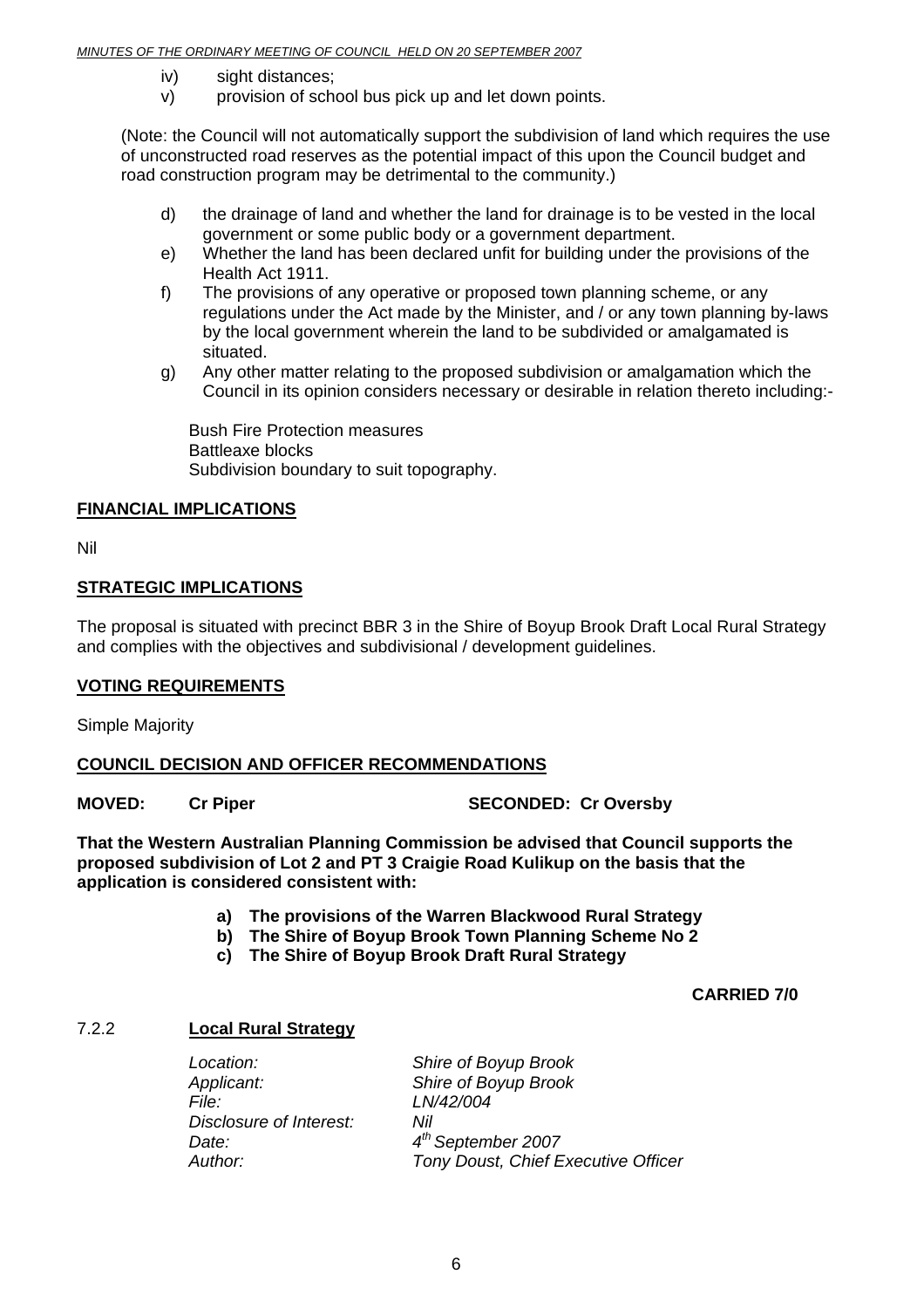iv) sight distances;
v) provision of school bus pick up and let down points.

(Note: the Council will not automatically support the subdivision of land which requires the use of unconstructed road reserves as the potential impact of this upon the Council budget and road construction program may be detrimental to the community.)

d) the drainage of land and whether the land for drainage is to be vested in the local government or some public body or a government department.
e) Whether the land has been declared unfit for building under the provisions of the Health Act 1911.
f) The provisions of any operative or proposed town planning scheme, or any regulations under the Act made by the Minister, and / or any town planning by-laws by the local government wherein the land to be subdivided or amalgamated is situated.
g) Any other matter relating to the proposed subdivision or amalgamation which the Council in its opinion considers necessary or desirable in relation thereto including:-

Bush Fire Protection measures
Battleaxe blocks
Subdivision boundary to suit topography.

## FINANCIAL IMPLICATIONS

Nil

## STRATEGIC IMPLICATIONS

The proposal is situated with precinct BBR 3 in the Shire of Boyup Brook Draft Local Rural Strategy and complies with the objectives and subdivisional / development guidelines.

## VOTING REQUIREMENTS

Simple Majority

## COUNCIL DECISION AND OFFICER RECOMMENDATIONS

**MOVED: Cr Piper** **SECONDED: Cr Oversby**

**That the Western Australian Planning Commission be advised that Council supports the proposed subdivision of Lot 2 and PT 3 Craigie Road Kulikup on the basis that the application is considered consistent with:**

**a) The provisions of the Warren Blackwood Rural Strategy**
**b) The Shire of Boyup Brook Town Planning Scheme No 2**
**c) The Shire of Boyup Brook Draft Rural Strategy**

**CARRIED 7/0**

### 7.2.2 Local Rural Strategy

*Location:* *Shire of Boyup Brook*
*Applicant:* *Shire of Boyup Brook*
*File:* *LN/42/004*
*Disclosure of Interest:* *Nil*
*Date:* *4th September 2007*
*Author:* *Tony Doust, Chief Executive Officer*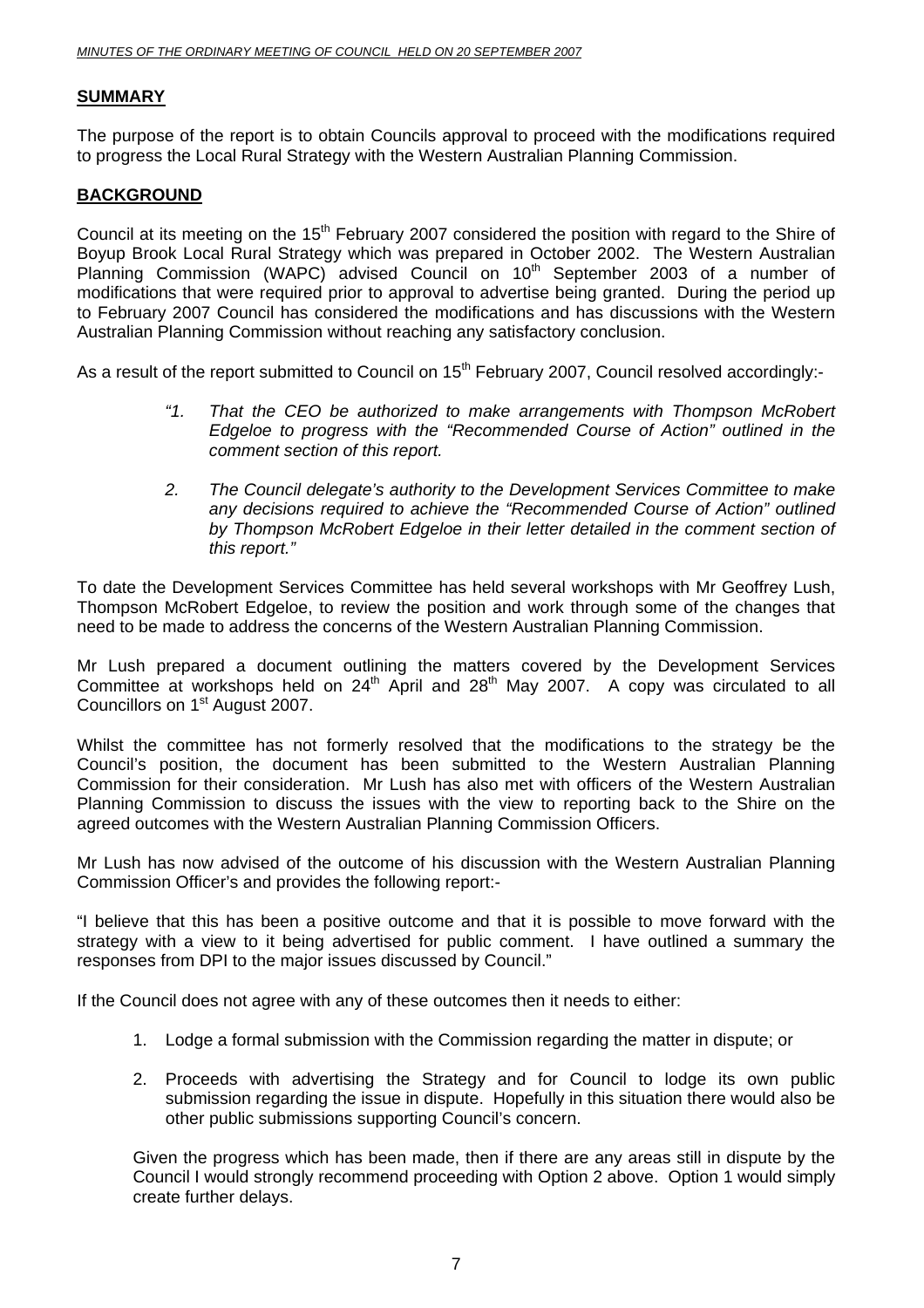## SUMMARY

The purpose of the report is to obtain Councils approval to proceed with the modifications required to progress the Local Rural Strategy with the Western Australian Planning Commission.

## BACKGROUND

Council at its meeting on the 15th February 2007 considered the position with regard to the Shire of Boyup Brook Local Rural Strategy which was prepared in October 2002. The Western Australian Planning Commission (WAPC) advised Council on 10th September 2003 of a number of modifications that were required prior to approval to advertise being granted. During the period up to February 2007 Council has considered the modifications and has discussions with the Western Australian Planning Commission without reaching any satisfactory conclusion.

As a result of the report submitted to Council on 15th February 2007, Council resolved accordingly:-

> *"1. That the CEO be authorized to make arrangements with Thompson McRobert Edgeloe to progress with the "Recommended Course of Action" outlined in the comment section of this report.*
>
> *2. The Council delegate's authority to the Development Services Committee to make any decisions required to achieve the "Recommended Course of Action" outlined by Thompson McRobert Edgeloe in their letter detailed in the comment section of this report."*

To date the Development Services Committee has held several workshops with Mr Geoffrey Lush, Thompson McRobert Edgeloe, to review the position and work through some of the changes that need to be made to address the concerns of the Western Australian Planning Commission.

Mr Lush prepared a document outlining the matters covered by the Development Services Committee at workshops held on 24th April and 28th May 2007. A copy was circulated to all Councillors on 1st August 2007.

Whilst the committee has not formerly resolved that the modifications to the strategy be the Council's position, the document has been submitted to the Western Australian Planning Commission for their consideration. Mr Lush has also met with officers of the Western Australian Planning Commission to discuss the issues with the view to reporting back to the Shire on the agreed outcomes with the Western Australian Planning Commission Officers.

Mr Lush has now advised of the outcome of his discussion with the Western Australian Planning Commission Officer's and provides the following report:-

"I believe that this has been a positive outcome and that it is possible to move forward with the strategy with a view to it being advertised for public comment. I have outlined a summary the responses from DPI to the major issues discussed by Council."

If the Council does not agree with any of these outcomes then it needs to either:

1. Lodge a formal submission with the Commission regarding the matter in dispute; or
2. Proceeds with advertising the Strategy and for Council to lodge its own public submission regarding the issue in dispute. Hopefully in this situation there would also be other public submissions supporting Council's concern.

Given the progress which has been made, then if there are any areas still in dispute by the Council I would strongly recommend proceeding with Option 2 above. Option 1 would simply create further delays.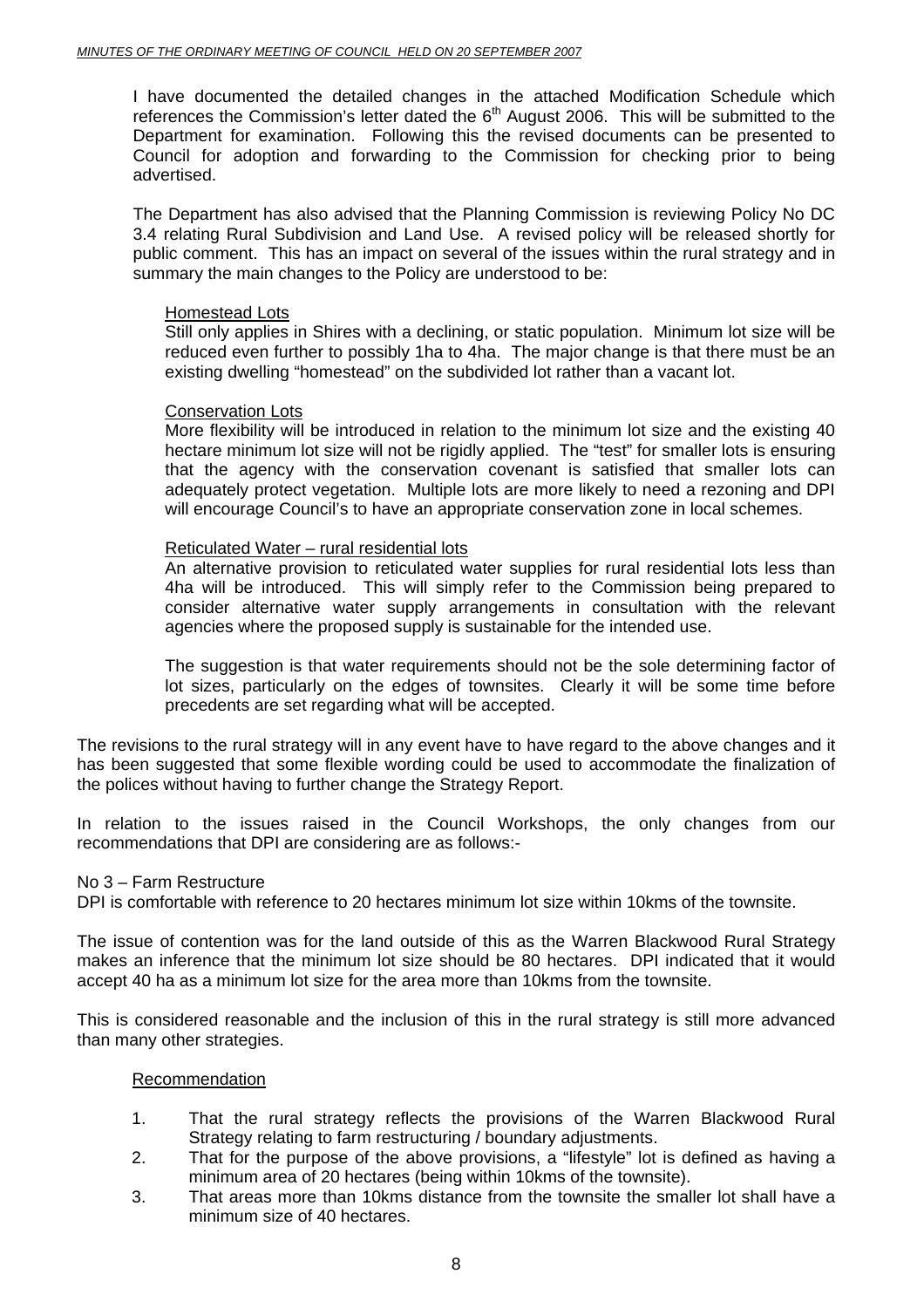I have documented the detailed changes in the attached Modification Schedule which references the Commission's letter dated the 6th August 2006. This will be submitted to the Department for examination. Following this the revised documents can be presented to Council for adoption and forwarding to the Commission for checking prior to being advertised.

The Department has also advised that the Planning Commission is reviewing Policy No DC 3.4 relating Rural Subdivision and Land Use. A revised policy will be released shortly for public comment. This has an impact on several of the issues within the rural strategy and in summary the main changes to the Policy are understood to be:

<u>Homestead Lots</u>
Still only applies in Shires with a declining, or static population. Minimum lot size will be reduced even further to possibly 1ha to 4ha. The major change is that there must be an existing dwelling "homestead" on the subdivided lot rather than a vacant lot.

<u>Conservation Lots</u>
More flexibility will be introduced in relation to the minimum lot size and the existing 40 hectare minimum lot size will not be rigidly applied. The "test" for smaller lots is ensuring that the agency with the conservation covenant is satisfied that smaller lots can adequately protect vegetation. Multiple lots are more likely to need a rezoning and DPI will encourage Council's to have an appropriate conservation zone in local schemes.

<u>Reticulated Water – rural residential lots</u>
An alternative provision to reticulated water supplies for rural residential lots less than 4ha will be introduced. This will simply refer to the Commission being prepared to consider alternative water supply arrangements in consultation with the relevant agencies where the proposed supply is sustainable for the intended use.

The suggestion is that water requirements should not be the sole determining factor of lot sizes, particularly on the edges of townsites. Clearly it will be some time before precedents are set regarding what will be accepted.

The revisions to the rural strategy will in any event have to have regard to the above changes and it has been suggested that some flexible wording could be used to accommodate the finalization of the polices without having to further change the Strategy Report.

In relation to the issues raised in the Council Workshops, the only changes from our recommendations that DPI are considering are as follows:-

No 3 – Farm Restructure
DPI is comfortable with reference to 20 hectares minimum lot size within 10kms of the townsite.

The issue of contention was for the land outside of this as the Warren Blackwood Rural Strategy makes an inference that the minimum lot size should be 80 hectares. DPI indicated that it would accept 40 ha as a minimum lot size for the area more than 10kms from the townsite.

This is considered reasonable and the inclusion of this in the rural strategy is still more advanced than many other strategies.

<u>Recommendation</u>

1. That the rural strategy reflects the provisions of the Warren Blackwood Rural Strategy relating to farm restructuring / boundary adjustments.
2. That for the purpose of the above provisions, a "lifestyle" lot is defined as having a minimum area of 20 hectares (being within 10kms of the townsite).
3. That areas more than 10kms distance from the townsite the smaller lot shall have a minimum size of 40 hectares.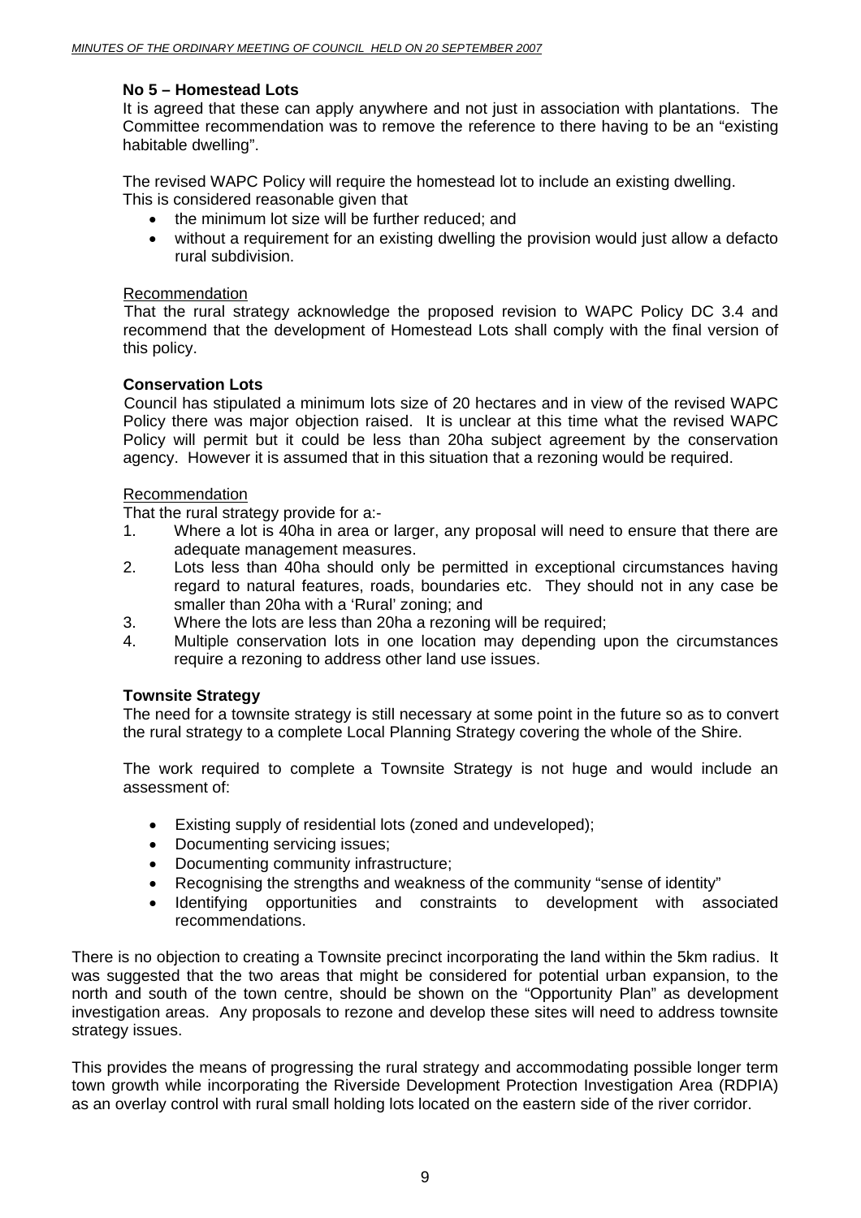**No 5 – Homestead Lots**

It is agreed that these can apply anywhere and not just in association with plantations. The Committee recommendation was to remove the reference to there having to be an "existing habitable dwelling".

The revised WAPC Policy will require the homestead lot to include an existing dwelling. This is considered reasonable given that

- the minimum lot size will be further reduced; and
- without a requirement for an existing dwelling the provision would just allow a defacto rural subdivision.

<u>Recommendation</u>

That the rural strategy acknowledge the proposed revision to WAPC Policy DC 3.4 and recommend that the development of Homestead Lots shall comply with the final version of this policy.

**Conservation Lots**

Council has stipulated a minimum lots size of 20 hectares and in view of the revised WAPC Policy there was major objection raised. It is unclear at this time what the revised WAPC Policy will permit but it could be less than 20ha subject agreement by the conservation agency. However it is assumed that in this situation that a rezoning would be required.

<u>Recommendation</u>

That the rural strategy provide for a:-

1. Where a lot is 40ha in area or larger, any proposal will need to ensure that there are adequate management measures.
2. Lots less than 40ha should only be permitted in exceptional circumstances having regard to natural features, roads, boundaries etc. They should not in any case be smaller than 20ha with a 'Rural' zoning; and
3. Where the lots are less than 20ha a rezoning will be required;
4. Multiple conservation lots in one location may depending upon the circumstances require a rezoning to address other land use issues.

**Townsite Strategy**

The need for a townsite strategy is still necessary at some point in the future so as to convert the rural strategy to a complete Local Planning Strategy covering the whole of the Shire.

The work required to complete a Townsite Strategy is not huge and would include an assessment of:

- Existing supply of residential lots (zoned and undeveloped);
- Documenting servicing issues;
- Documenting community infrastructure;
- Recognising the strengths and weakness of the community "sense of identity"
- Identifying opportunities and constraints to development with associated recommendations.

There is no objection to creating a Townsite precinct incorporating the land within the 5km radius. It was suggested that the two areas that might be considered for potential urban expansion, to the north and south of the town centre, should be shown on the "Opportunity Plan" as development investigation areas. Any proposals to rezone and develop these sites will need to address townsite strategy issues.

This provides the means of progressing the rural strategy and accommodating possible longer term town growth while incorporating the Riverside Development Protection Investigation Area (RDPIA) as an overlay control with rural small holding lots located on the eastern side of the river corridor.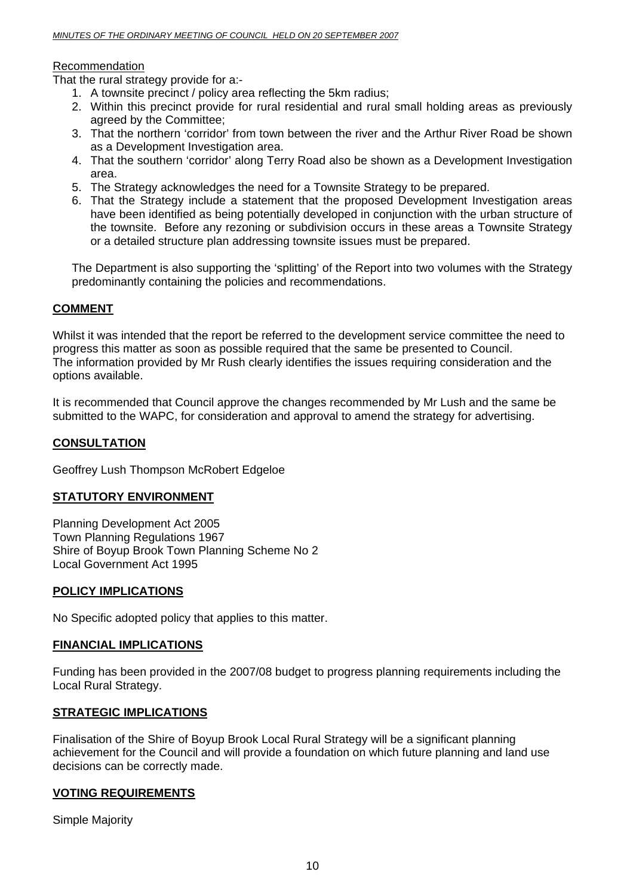Recommendation

That the rural strategy provide for a:-

1. A townsite precinct / policy area reflecting the 5km radius;
2. Within this precinct provide for rural residential and rural small holding areas as previously agreed by the Committee;
3. That the northern 'corridor' from town between the river and the Arthur River Road be shown as a Development Investigation area.
4. That the southern 'corridor' along Terry Road also be shown as a Development Investigation area.
5. The Strategy acknowledges the need for a Townsite Strategy to be prepared.
6. That the Strategy include a statement that the proposed Development Investigation areas have been identified as being potentially developed in conjunction with the urban structure of the townsite. Before any rezoning or subdivision occurs in these areas a Townsite Strategy or a detailed structure plan addressing townsite issues must be prepared.

The Department is also supporting the 'splitting' of the Report into two volumes with the Strategy predominantly containing the policies and recommendations.

## COMMENT

Whilst it was intended that the report be referred to the development service committee the need to progress this matter as soon as possible required that the same be presented to Council.
The information provided by Mr Rush clearly identifies the issues requiring consideration and the options available.

It is recommended that Council approve the changes recommended by Mr Lush and the same be submitted to the WAPC, for consideration and approval to amend the strategy for advertising.

## CONSULTATION

Geoffrey Lush Thompson McRobert Edgeloe

## STATUTORY ENVIRONMENT

Planning Development Act 2005
Town Planning Regulations 1967
Shire of Boyup Brook Town Planning Scheme No 2
Local Government Act 1995

## POLICY IMPLICATIONS

No Specific adopted policy that applies to this matter.

## FINANCIAL IMPLICATIONS

Funding has been provided in the 2007/08 budget to progress planning requirements including the Local Rural Strategy.

## STRATEGIC IMPLICATIONS

Finalisation of the Shire of Boyup Brook Local Rural Strategy will be a significant planning achievement for the Council and will provide a foundation on which future planning and land use decisions can be correctly made.

## VOTING REQUIREMENTS

Simple Majority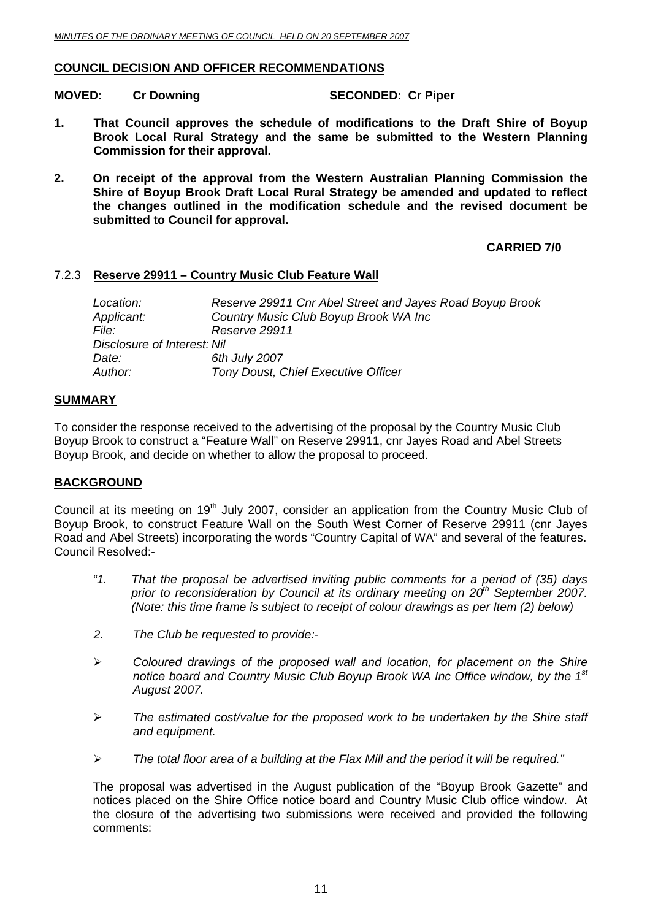## COUNCIL DECISION AND OFFICER RECOMMENDATIONS

**MOVED: Cr Downing SECONDED: Cr Piper**

1. **That Council approves the schedule of modifications to the Draft Shire of Boyup Brook Local Rural Strategy and the same be submitted to the Western Planning Commission for their approval.**

2. **On receipt of the approval from the Western Australian Planning Commission the Shire of Boyup Brook Draft Local Rural Strategy be amended and updated to reflect the changes outlined in the modification schedule and the revised document be submitted to Council for approval.**

**CARRIED 7/0**

### 7.2.3 Reserve 29911 – Country Music Club Feature Wall

*Location:* *Reserve 29911 Cnr Abel Street and Jayes Road Boyup Brook*
*Applicant:* *Country Music Club Boyup Brook WA Inc*
*File:* *Reserve 29911*
*Disclosure of Interest: Nil*
*Date:* *6th July 2007*
*Author:* *Tony Doust, Chief Executive Officer*

## SUMMARY

To consider the response received to the advertising of the proposal by the Country Music Club Boyup Brook to construct a "Feature Wall" on Reserve 29911, cnr Jayes Road and Abel Streets Boyup Brook, and decide on whether to allow the proposal to proceed.

## BACKGROUND

Council at its meeting on 19th July 2007, consider an application from the Country Music Club of Boyup Brook, to construct Feature Wall on the South West Corner of Reserve 29911 (cnr Jayes Road and Abel Streets) incorporating the words "Country Capital of WA" and several of the features. Council Resolved:-

*"1. That the proposal be advertised inviting public comments for a period of (35) days prior to reconsideration by Council at its ordinary meeting on 20th September 2007. (Note: this time frame is subject to receipt of colour drawings as per Item (2) below)*

*2. The Club be requested to provide:-*

- *Coloured drawings of the proposed wall and location, for placement on the Shire notice board and Country Music Club Boyup Brook WA Inc Office window, by the 1st August 2007.*
- *The estimated cost/value for the proposed work to be undertaken by the Shire staff and equipment.*
- *The total floor area of a building at the Flax Mill and the period it will be required."*

The proposal was advertised in the August publication of the "Boyup Brook Gazette" and notices placed on the Shire Office notice board and Country Music Club office window. At the closure of the advertising two submissions were received and provided the following comments: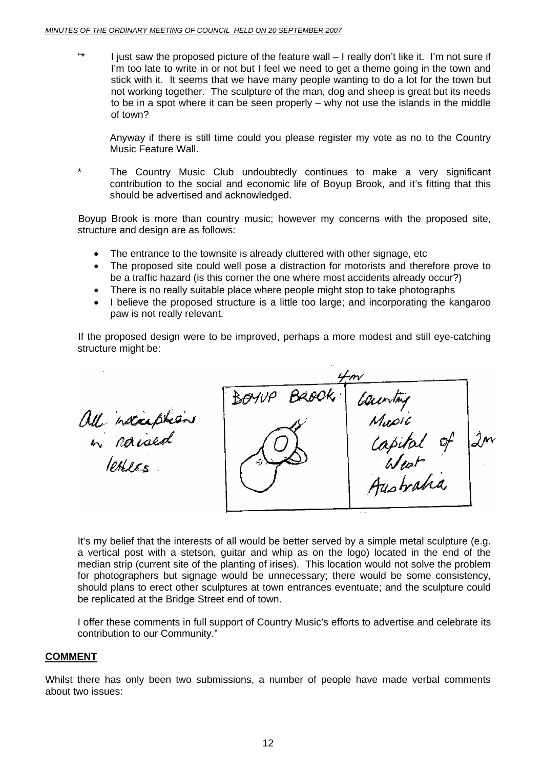"* I just saw the proposed picture of the feature wall – I really don't like it. I'm not sure if I'm too late to write in or not but I feel we need to get a theme going in the town and stick with it. It seems that we have many people wanting to do a lot for the town but not working together. The sculpture of the man, dog and sheep is great but its needs to be in a spot where it can be seen properly – why not use the islands in the middle of town?

Anyway if there is still time could you please register my vote as no to the Country Music Feature Wall.

\* The Country Music Club undoubtedly continues to make a very significant contribution to the social and economic life of Boyup Brook, and it's fitting that this should be advertised and acknowledged.

Boyup Brook is more than country music; however my concerns with the proposed site, structure and design are as follows:

- The entrance to the townsite is already cluttered with other signage, etc
- The proposed site could well pose a distraction for motorists and therefore prove to be a traffic hazard (is this corner the one where most accidents already occur?)
- There is no really suitable place where people might stop to take photographs
- I believe the proposed structure is a little too large; and incorporating the kangaroo paw is not really relevant.

If the proposed design were to be improved, perhaps a more modest and still eye-catching structure might be:

All inscriptions in raised letters.

4m

BOYUP BROOK | Country Music Capital of West Australia

2m

It's my belief that the interests of all would be better served by a simple metal sculpture (e.g. a vertical post with a stetson, guitar and whip as on the logo) located in the end of the median strip (current site of the planting of irises). This location would not solve the problem for photographers but signage would be unnecessary; there would be some consistency, should plans to erect other sculptures at town entrances eventuate; and the sculpture could be replicated at the Bridge Street end of town.

I offer these comments in full support of Country Music's efforts to advertise and celebrate its contribution to our Community."

**COMMENT**

Whilst there has only been two submissions, a number of people have made verbal comments about two issues: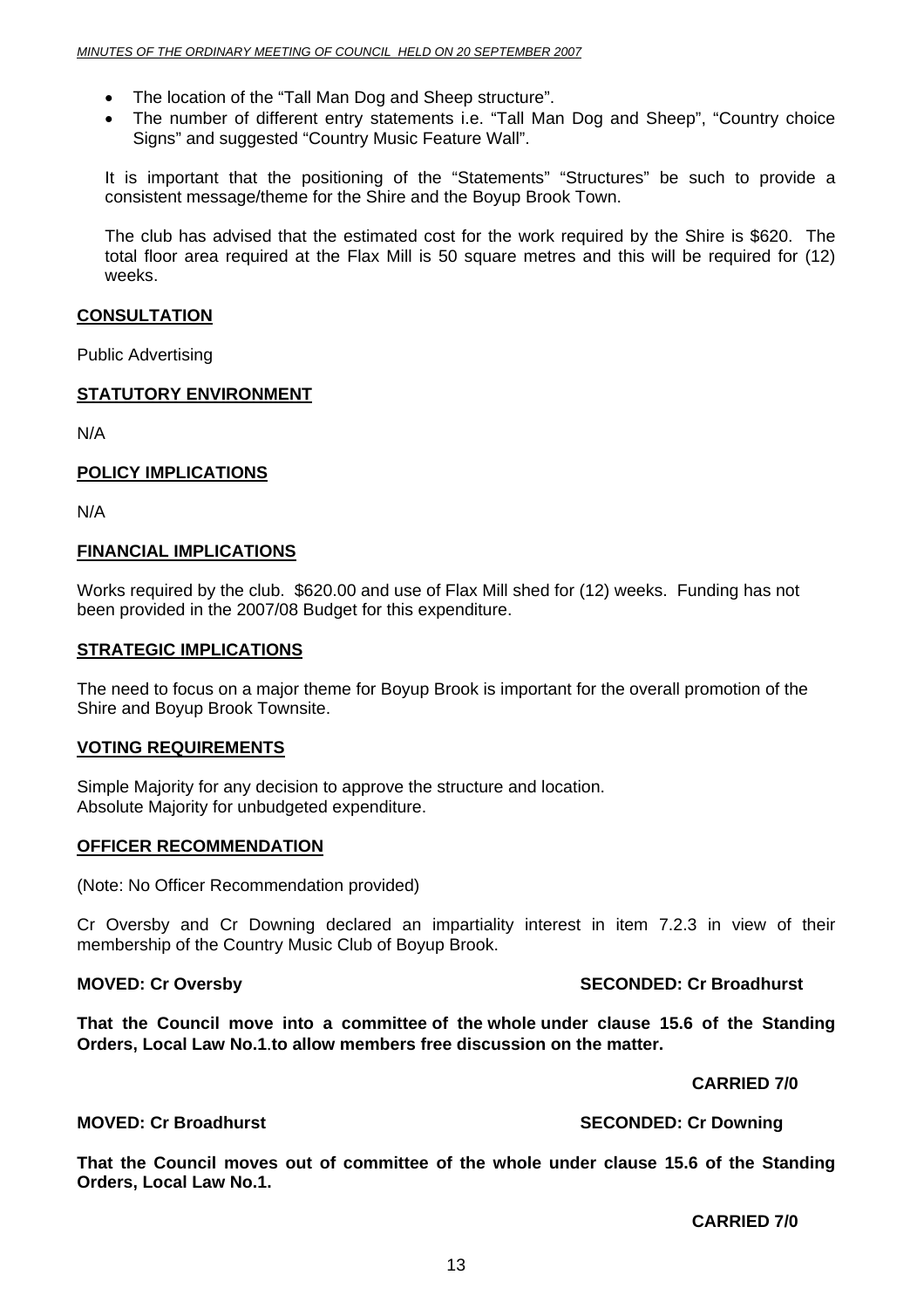- The location of the "Tall Man Dog and Sheep structure".
- The number of different entry statements i.e. "Tall Man Dog and Sheep", "Country choice Signs" and suggested "Country Music Feature Wall".

It is important that the positioning of the "Statements" "Structures" be such to provide a consistent message/theme for the Shire and the Boyup Brook Town.

The club has advised that the estimated cost for the work required by the Shire is $620. The total floor area required at the Flax Mill is 50 square metres and this will be required for (12) weeks.

**CONSULTATION**

Public Advertising

**STATUTORY ENVIRONMENT**

N/A

**POLICY IMPLICATIONS**

N/A

**FINANCIAL IMPLICATIONS**

Works required by the club. $620.00 and use of Flax Mill shed for (12) weeks. Funding has not been provided in the 2007/08 Budget for this expenditure.

**STRATEGIC IMPLICATIONS**

The need to focus on a major theme for Boyup Brook is important for the overall promotion of the Shire and Boyup Brook Townsite.

**VOTING REQUIREMENTS**

Simple Majority for any decision to approve the structure and location.
Absolute Majority for unbudgeted expenditure.

**OFFICER RECOMMENDATION**

(Note: No Officer Recommendation provided)

Cr Oversby and Cr Downing declared an impartiality interest in item 7.2.3 in view of their membership of the Country Music Club of Boyup Brook.

**MOVED: Cr Oversby** **SECONDED: Cr Broadhurst**

**That the Council move into a committee of the whole under clause 15.6 of the Standing Orders, Local Law No.1.to allow members free discussion on the matter.**

**CARRIED 7/0**

**MOVED: Cr Broadhurst** **SECONDED: Cr Downing**

**That the Council moves out of committee of the whole under clause 15.6 of the Standing Orders, Local Law No.1.**

**CARRIED 7/0**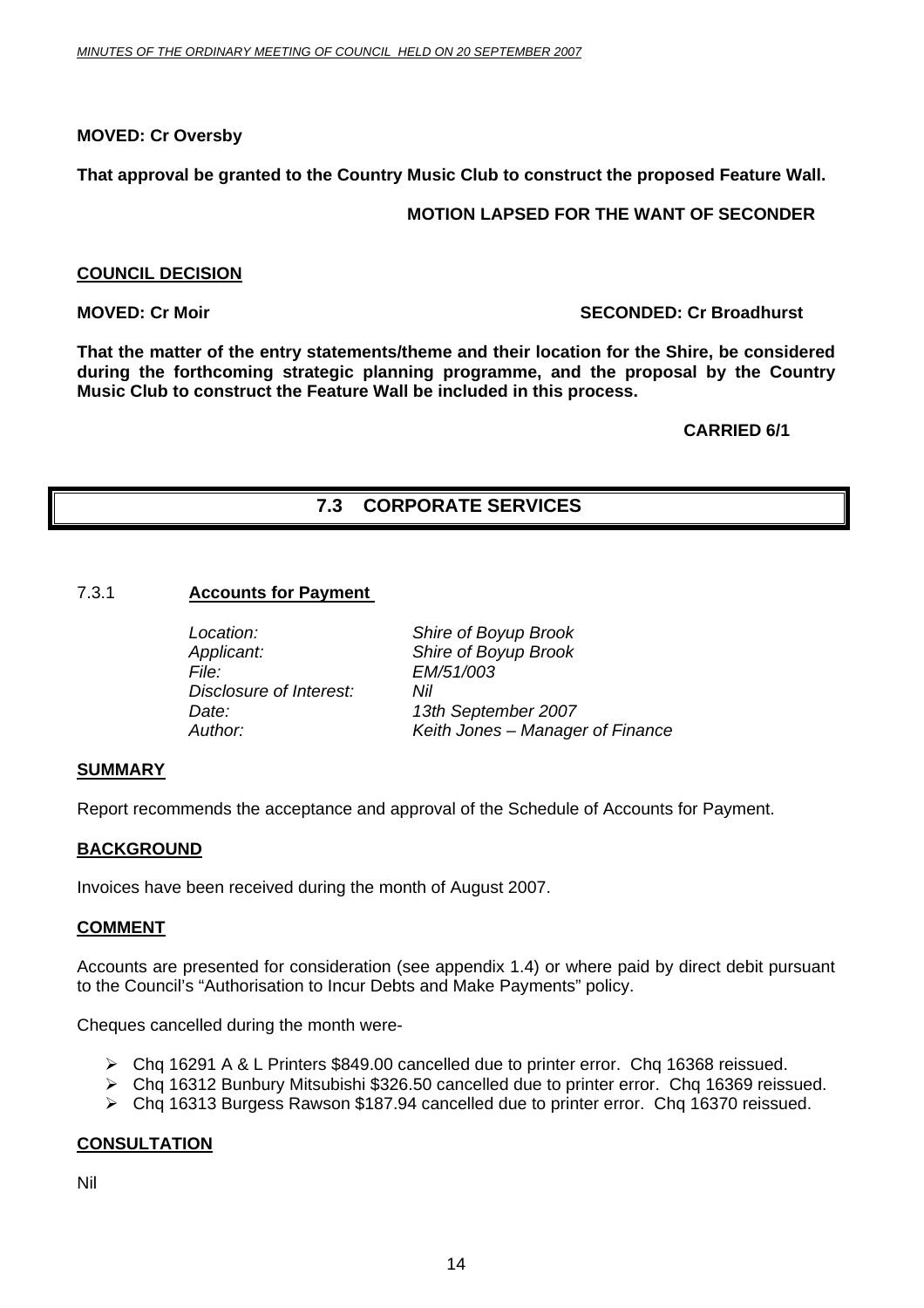**MOVED: Cr Oversby**

**That approval be granted to the Country Music Club to construct the proposed Feature Wall.**

**MOTION LAPSED FOR THE WANT OF SECONDER**

**COUNCIL DECISION**

**MOVED: Cr Moir SECONDED: Cr Broadhurst**

**That the matter of the entry statements/theme and their location for the Shire, be considered during the forthcoming strategic planning programme, and the proposal by the Country Music Club to construct the Feature Wall be included in this process.**

**CARRIED 6/1**

## 7.3 CORPORATE SERVICES

### 7.3.1 Accounts for Payment

*Location:* *Shire of Boyup Brook*
*Applicant:* *Shire of Boyup Brook*
*File:* *EM/51/003*
*Disclosure of Interest:* *Nil*
*Date:* *13th September 2007*
*Author:* *Keith Jones – Manager of Finance*

**SUMMARY**

Report recommends the acceptance and approval of the Schedule of Accounts for Payment.

**BACKGROUND**

Invoices have been received during the month of August 2007.

**COMMENT**

Accounts are presented for consideration (see appendix 1.4) or where paid by direct debit pursuant to the Council's "Authorisation to Incur Debts and Make Payments" policy.

Cheques cancelled during the month were-

- Chq 16291 A & L Printers $849.00 cancelled due to printer error. Chq 16368 reissued.
- Chq 16312 Bunbury Mitsubishi $326.50 cancelled due to printer error. Chq 16369 reissued.
- Chq 16313 Burgess Rawson $187.94 cancelled due to printer error. Chq 16370 reissued.

**CONSULTATION**

Nil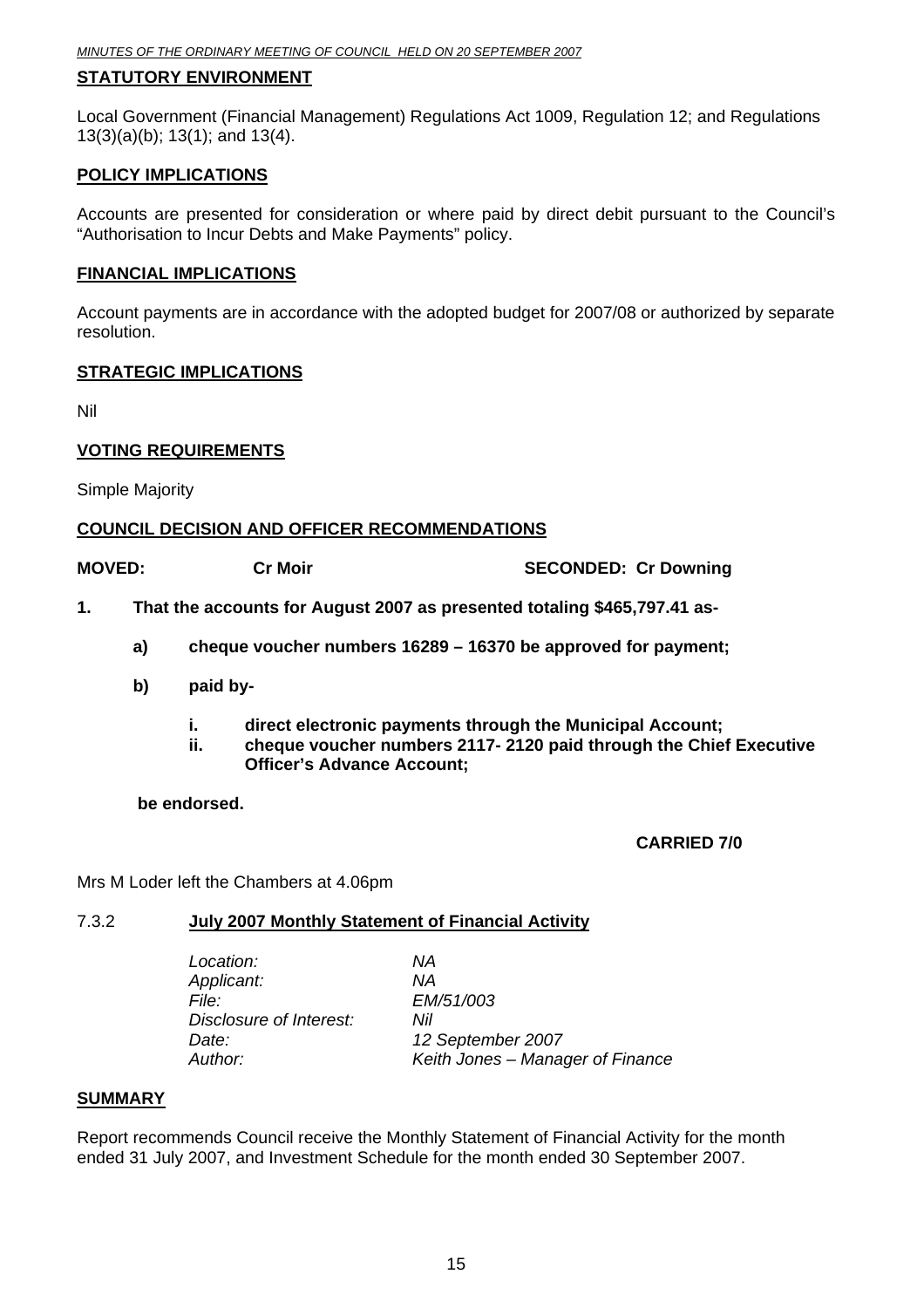**STATUTORY ENVIRONMENT**

Local Government (Financial Management) Regulations Act 1009, Regulation 12; and Regulations 13(3)(a)(b); 13(1); and 13(4).

**POLICY IMPLICATIONS**

Accounts are presented for consideration or where paid by direct debit pursuant to the Council's "Authorisation to Incur Debts and Make Payments" policy.

**FINANCIAL IMPLICATIONS**

Account payments are in accordance with the adopted budget for 2007/08 or authorized by separate resolution.

**STRATEGIC IMPLICATIONS**

Nil

**VOTING REQUIREMENTS**

Simple Majority

**COUNCIL DECISION AND OFFICER RECOMMENDATIONS**

**MOVED: Cr Moir** **SECONDED: Cr Downing**

**1. That the accounts for August 2007 as presented totaling $465,797.41 as-**

**a) cheque voucher numbers 16289 – 16370 be approved for payment;**

**b) paid by-**

**i. direct electronic payments through the Municipal Account;**
**ii. cheque voucher numbers 2117- 2120 paid through the Chief Executive Officer's Advance Account;**

**be endorsed.**

**CARRIED 7/0**

Mrs M Loder left the Chambers at 4.06pm

7.3.2 **July 2007 Monthly Statement of Financial Activity**

*Location:* *NA*
*Applicant:* *NA*
*File:* *EM/51/003*
*Disclosure of Interest:* *Nil*
*Date:* *12 September 2007*
*Author:* *Keith Jones – Manager of Finance*

**SUMMARY**

Report recommends Council receive the Monthly Statement of Financial Activity for the month ended 31 July 2007, and Investment Schedule for the month ended 30 September 2007.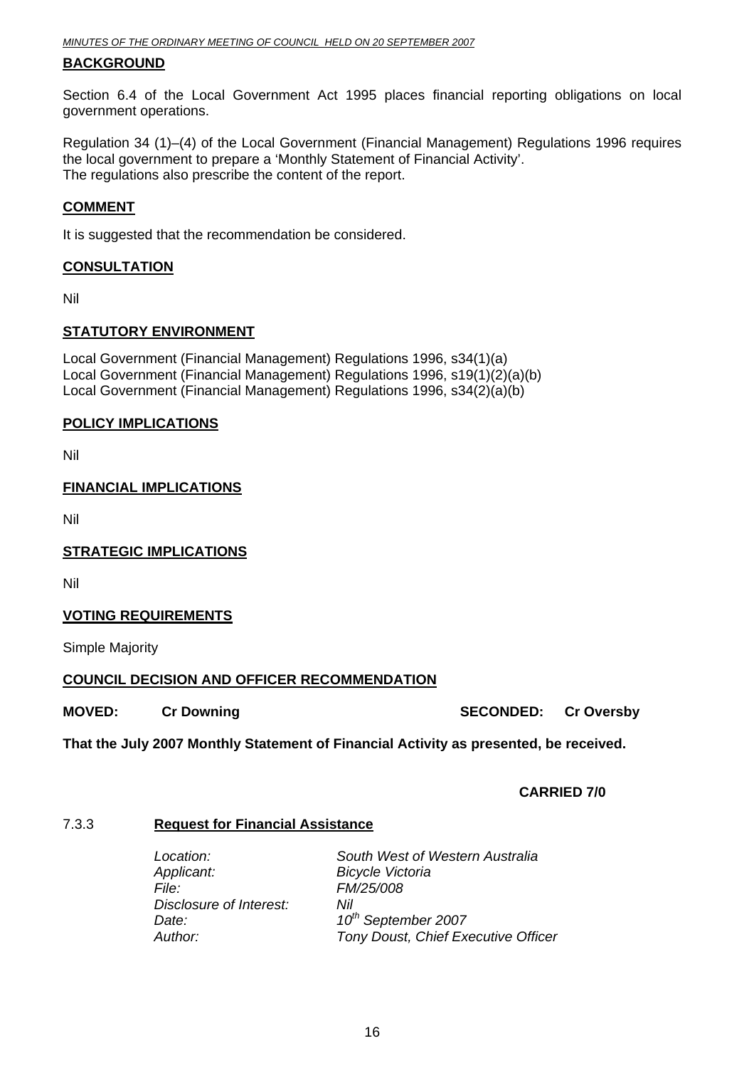## BACKGROUND

Section 6.4 of the Local Government Act 1995 places financial reporting obligations on local government operations.

Regulation 34 (1)–(4) of the Local Government (Financial Management) Regulations 1996 requires the local government to prepare a 'Monthly Statement of Financial Activity'.
The regulations also prescribe the content of the report.

## COMMENT

It is suggested that the recommendation be considered.

## CONSULTATION

Nil

## STATUTORY ENVIRONMENT

Local Government (Financial Management) Regulations 1996, s34(1)(a)
Local Government (Financial Management) Regulations 1996, s19(1)(2)(a)(b)
Local Government (Financial Management) Regulations 1996, s34(2)(a)(b)

## POLICY IMPLICATIONS

Nil

## FINANCIAL IMPLICATIONS

Nil

## STRATEGIC IMPLICATIONS

Nil

## VOTING REQUIREMENTS

Simple Majority

## COUNCIL DECISION AND OFFICER RECOMMENDATION

**MOVED: Cr Downing** **SECONDED: Cr Oversby**

**That the July 2007 Monthly Statement of Financial Activity as presented, be received.**

**CARRIED 7/0**

### 7.3.3 Request for Financial Assistance

*Location:* *South West of Western Australia*
*Applicant:* *Bicycle Victoria*
*File:* *FM/25/008*
*Disclosure of Interest:* *Nil*
*Date:* *10th September 2007*
*Author:* *Tony Doust, Chief Executive Officer*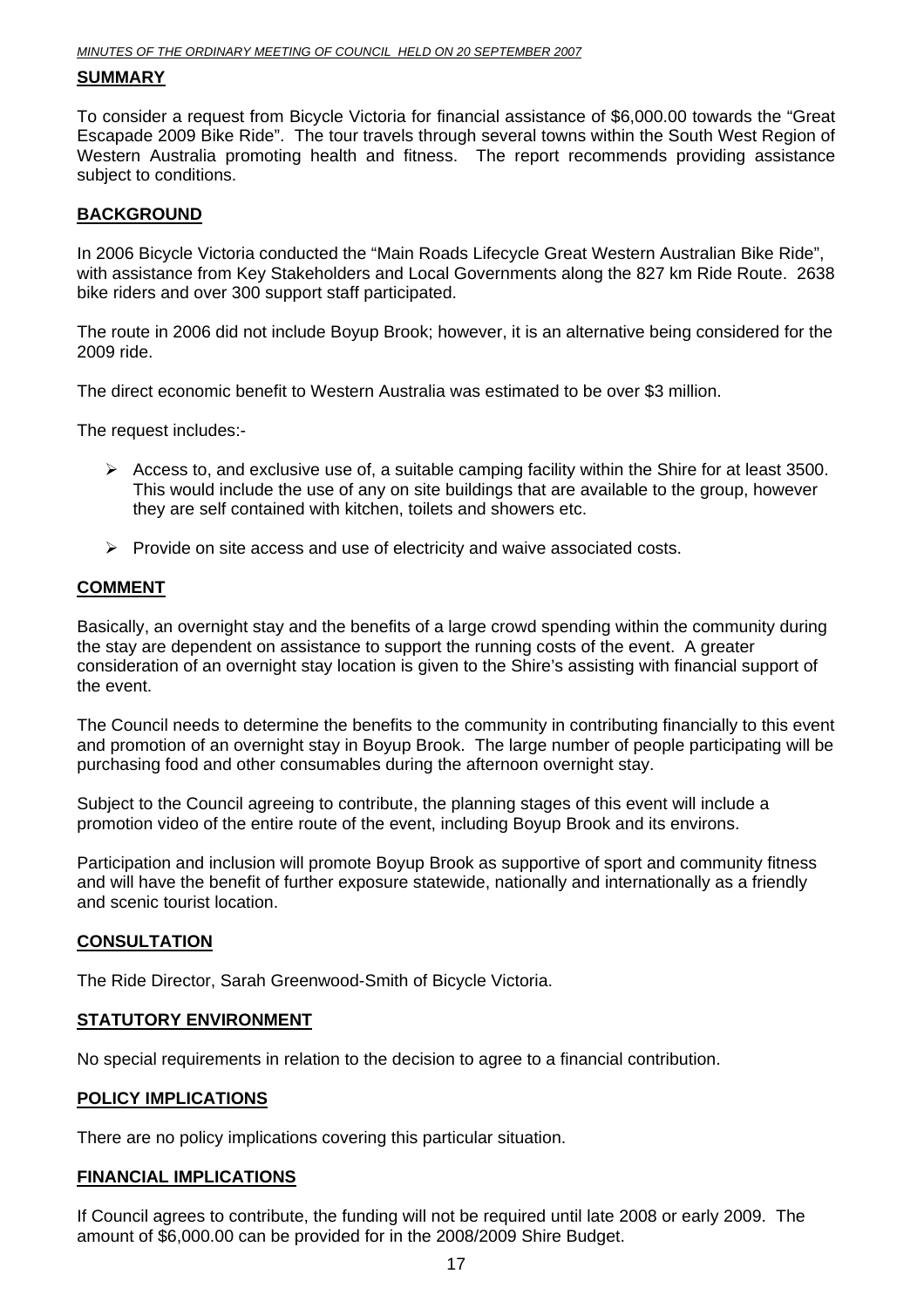## SUMMARY

To consider a request from Bicycle Victoria for financial assistance of $6,000.00 towards the "Great Escapade 2009 Bike Ride". The tour travels through several towns within the South West Region of Western Australia promoting health and fitness. The report recommends providing assistance subject to conditions.

## BACKGROUND

In 2006 Bicycle Victoria conducted the "Main Roads Lifecycle Great Western Australian Bike Ride", with assistance from Key Stakeholders and Local Governments along the 827 km Ride Route. 2638 bike riders and over 300 support staff participated.

The route in 2006 did not include Boyup Brook; however, it is an alternative being considered for the 2009 ride.

The direct economic benefit to Western Australia was estimated to be over $3 million.

The request includes:-

- Access to, and exclusive use of, a suitable camping facility within the Shire for at least 3500. This would include the use of any on site buildings that are available to the group, however they are self contained with kitchen, toilets and showers etc.
- Provide on site access and use of electricity and waive associated costs.

## COMMENT

Basically, an overnight stay and the benefits of a large crowd spending within the community during the stay are dependent on assistance to support the running costs of the event. A greater consideration of an overnight stay location is given to the Shire's assisting with financial support of the event.

The Council needs to determine the benefits to the community in contributing financially to this event and promotion of an overnight stay in Boyup Brook. The large number of people participating will be purchasing food and other consumables during the afternoon overnight stay.

Subject to the Council agreeing to contribute, the planning stages of this event will include a promotion video of the entire route of the event, including Boyup Brook and its environs.

Participation and inclusion will promote Boyup Brook as supportive of sport and community fitness and will have the benefit of further exposure statewide, nationally and internationally as a friendly and scenic tourist location.

## CONSULTATION

The Ride Director, Sarah Greenwood-Smith of Bicycle Victoria.

## STATUTORY ENVIRONMENT

No special requirements in relation to the decision to agree to a financial contribution.

## POLICY IMPLICATIONS

There are no policy implications covering this particular situation.

## FINANCIAL IMPLICATIONS

If Council agrees to contribute, the funding will not be required until late 2008 or early 2009. The amount of $6,000.00 can be provided for in the 2008/2009 Shire Budget.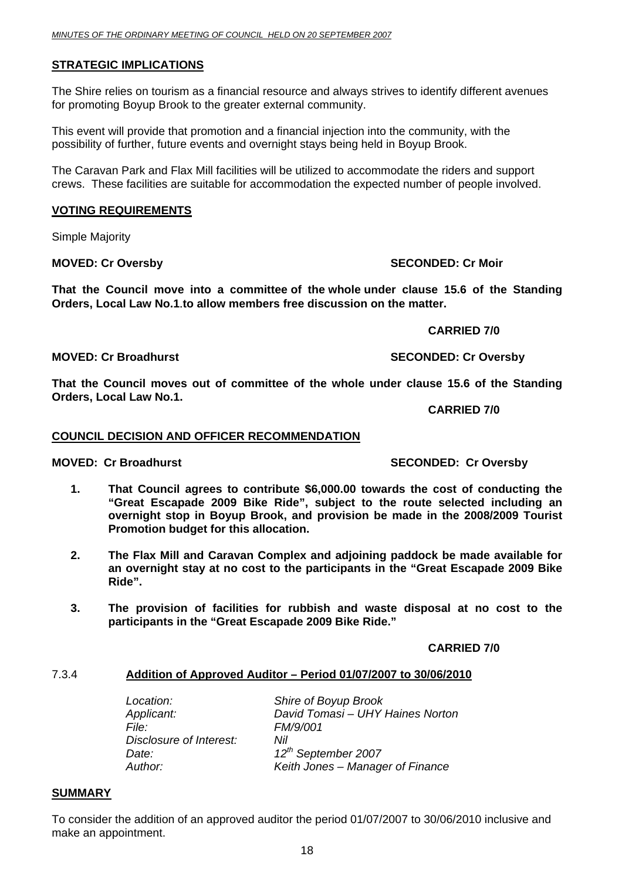**STRATEGIC IMPLICATIONS**

The Shire relies on tourism as a financial resource and always strives to identify different avenues for promoting Boyup Brook to the greater external community.

This event will provide that promotion and a financial injection into the community, with the possibility of further, future events and overnight stays being held in Boyup Brook.

The Caravan Park and Flax Mill facilities will be utilized to accommodate the riders and support crews. These facilities are suitable for accommodation the expected number of people involved.

**VOTING REQUIREMENTS**

Simple Majority

**MOVED: Cr Oversby** **SECONDED: Cr Moir**

**That the Council move into a committee of the whole under clause 15.6 of the Standing Orders, Local Law No.1.to allow members free discussion on the matter.**

**CARRIED 7/0**

**MOVED: Cr Broadhurst** **SECONDED: Cr Oversby**

**That the Council moves out of committee of the whole under clause 15.6 of the Standing Orders, Local Law No.1.**

**CARRIED 7/0**

**COUNCIL DECISION AND OFFICER RECOMMENDATION**

**MOVED: Cr Broadhurst** **SECONDED: Cr Oversby**

1. **That Council agrees to contribute $6,000.00 towards the cost of conducting the "Great Escapade 2009 Bike Ride", subject to the route selected including an overnight stop in Boyup Brook, and provision be made in the 2008/2009 Tourist Promotion budget for this allocation.**

2. **The Flax Mill and Caravan Complex and adjoining paddock be made available for an overnight stay at no cost to the participants in the "Great Escapade 2009 Bike Ride".**

3. **The provision of facilities for rubbish and waste disposal at no cost to the participants in the "Great Escapade 2009 Bike Ride."**

**CARRIED 7/0**

### 7.3.4 Addition of Approved Auditor – Period 01/07/2007 to 30/06/2010

| | |
|---|---|
| *Location:* | *Shire of Boyup Brook* |
| *Applicant:* | *David Tomasi – UHY Haines Norton* |
| *File:* | *FM/9/001* |
| *Disclosure of Interest:* | *Nil* |
| *Date:* | *12th September 2007* |
| *Author:* | *Keith Jones – Manager of Finance* |

**SUMMARY**

To consider the addition of an approved auditor the period 01/07/2007 to 30/06/2010 inclusive and make an appointment.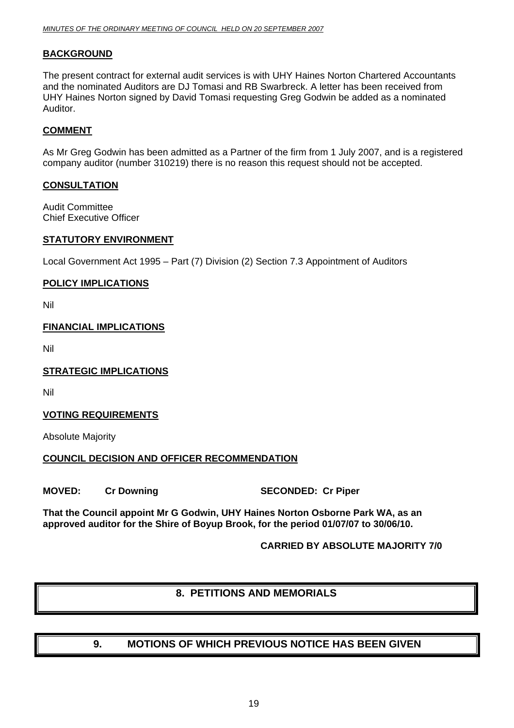## BACKGROUND

The present contract for external audit services is with UHY Haines Norton Chartered Accountants and the nominated Auditors are DJ Tomasi and RB Swarbreck. A letter has been received from UHY Haines Norton signed by David Tomasi requesting Greg Godwin be added as a nominated Auditor.

## COMMENT

As Mr Greg Godwin has been admitted as a Partner of the firm from 1 July 2007, and is a registered company auditor (number 310219) there is no reason this request should not be accepted.

## CONSULTATION

Audit Committee
Chief Executive Officer

## STATUTORY ENVIRONMENT

Local Government Act 1995 – Part (7) Division (2) Section 7.3 Appointment of Auditors

## POLICY IMPLICATIONS

Nil

## FINANCIAL IMPLICATIONS

Nil

## STRATEGIC IMPLICATIONS

Nil

## VOTING REQUIREMENTS

Absolute Majority

## COUNCIL DECISION AND OFFICER RECOMMENDATION

**MOVED: Cr Downing SECONDED: Cr Piper**

**That the Council appoint Mr G Godwin, UHY Haines Norton Osborne Park WA, as an approved auditor for the Shire of Boyup Brook, for the period 01/07/07 to 30/06/10.**

**CARRIED BY ABSOLUTE MAJORITY 7/0**

# 8. PETITIONS AND MEMORIALS

# 9. MOTIONS OF WHICH PREVIOUS NOTICE HAS BEEN GIVEN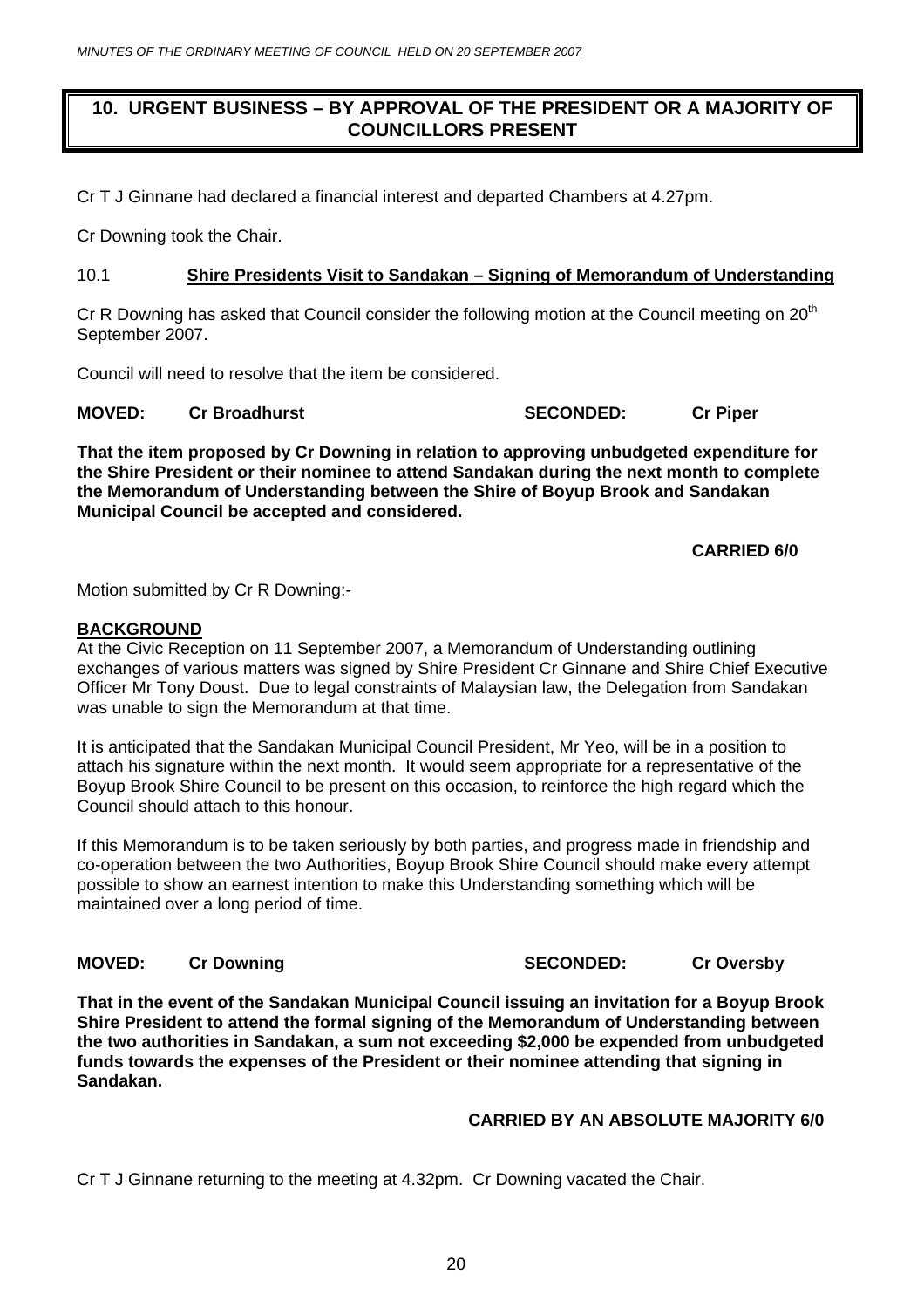## 10. URGENT BUSINESS – BY APPROVAL OF THE PRESIDENT OR A MAJORITY OF COUNCILLORS PRESENT

Cr T J Ginnane had declared a financial interest and departed Chambers at 4.27pm.

Cr Downing took the Chair.

10.1 **Shire Presidents Visit to Sandakan – Signing of Memorandum of Understanding**

Cr R Downing has asked that Council consider the following motion at the Council meeting on 20th September 2007.

Council will need to resolve that the item be considered.

**MOVED: Cr Broadhurst SECONDED: Cr Piper**

**That the item proposed by Cr Downing in relation to approving unbudgeted expenditure for the Shire President or their nominee to attend Sandakan during the next month to complete the Memorandum of Understanding between the Shire of Boyup Brook and Sandakan Municipal Council be accepted and considered.**

**CARRIED 6/0**

Motion submitted by Cr R Downing:-

**BACKGROUND**

At the Civic Reception on 11 September 2007, a Memorandum of Understanding outlining exchanges of various matters was signed by Shire President Cr Ginnane and Shire Chief Executive Officer Mr Tony Doust. Due to legal constraints of Malaysian law, the Delegation from Sandakan was unable to sign the Memorandum at that time.

It is anticipated that the Sandakan Municipal Council President, Mr Yeo, will be in a position to attach his signature within the next month. It would seem appropriate for a representative of the Boyup Brook Shire Council to be present on this occasion, to reinforce the high regard which the Council should attach to this honour.

If this Memorandum is to be taken seriously by both parties, and progress made in friendship and co-operation between the two Authorities, Boyup Brook Shire Council should make every attempt possible to show an earnest intention to make this Understanding something which will be maintained over a long period of time.

**MOVED: Cr Downing SECONDED: Cr Oversby**

**That in the event of the Sandakan Municipal Council issuing an invitation for a Boyup Brook Shire President to attend the formal signing of the Memorandum of Understanding between the two authorities in Sandakan, a sum not exceeding $2,000 be expended from unbudgeted funds towards the expenses of the President or their nominee attending that signing in Sandakan.**

**CARRIED BY AN ABSOLUTE MAJORITY 6/0**

Cr T J Ginnane returning to the meeting at 4.32pm. Cr Downing vacated the Chair.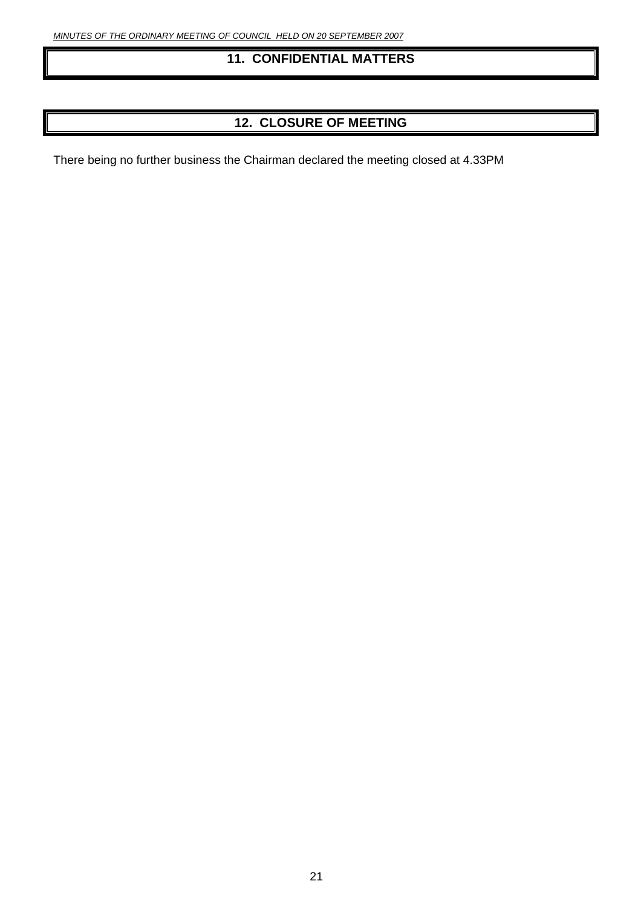## 11. CONFIDENTIAL MATTERS

## 12. CLOSURE OF MEETING

There being no further business the Chairman declared the meeting closed at 4.33PM